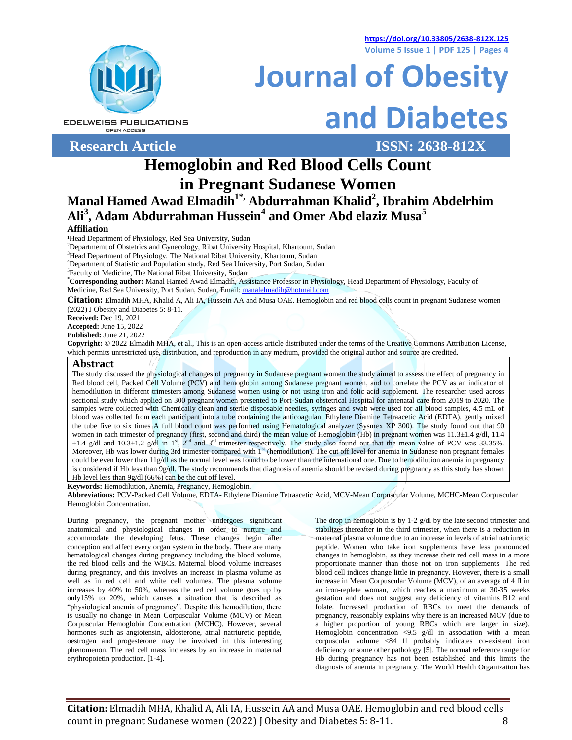https://doi.org/10.33805/2638-812X.125

Volume 5 Issue 1 | PDF 125 | Pages 4

# Journal of Obesity and Diabetes

EDELWEISS PUBLICATIONS OPEN ACCESS

**Research Article** **ISSN: 2638-812X**

# Hemoglobin and Red Blood Cells Count in Pregnant Sudanese Women

## Manal Hamed Awad Elmadih[1*], Abdurrahman Khalid[2], Ibrahim Abdelrhim Ali[3], Adam Abdurrahman Hussein[4] and Omer Abd elaziz Musa[5]

### Affiliation

[1]Head Department of Physiology, Red Sea University, Sudan

[2]Departmemt of Obstetrics and Gynecology, Ribat University Hospital, Khartoum, Sudan

[3]Head Department of Physiology, The National Ribat University, Khartoum, Sudan

[4]Department of Statistic and Population study, Red Sea University, Port Sudan, Sudan

[5]Faculty of Medicine, The National Ribat University, Sudan

**[*]Corresponding author:** Manal Hamed Awad Elmadih, Assistance Professor in Physiology, Head Department of Physiology, Faculty of Medicine, Red Sea University, Port Sudan, Sudan, Email: manalelmadih@hotmail.com

**Citation:** Elmadih MHA, Khalid A, Ali IA, Hussein AA and Musa OAE. Hemoglobin and red blood cells count in pregnant Sudanese women (2022) J Obesity and Diabetes 5: 8-11.

**Received:** Dec 19, 2021

**Accepted:** June 15, 2022

**Published:** June 21, 2022

**Copyright:** © 2022 Elmadih MHA, et al., This is an open-access article distributed under the terms of the Creative Commons Attribution License, which permits unrestricted use, distribution, and reproduction in any medium, provided the original author and source are credited.

### Abstract

The study discussed the physiological changes of pregnancy in Sudanese pregnant women the study aimed to assess the effect of pregnancy in Red blood cell, Packed Cell Volume (PCV) and hemoglobin among Sudanese pregnant women, and to correlate the PCV as an indicator of hemodilution in different trimesters among Sudanese women using or not using iron and folic acid supplement. The researcher used across sectional study which applied on 300 pregnant women presented to Port-Sudan obstetrical Hospital for antenatal care from 2019 to 2020. The samples were collected with Chemically clean and sterile disposable needles, syringes and swab were used for all blood samples, 4.5 mL of blood was collected from each participant into a tube containing the anticoagulant Ethylene Diamine Tetraacetic Acid (EDTA), gently mixed the tube five to six times A full blood count was performed using Hematological analyzer (Sysmex XP 300). The study found out that 90 women in each trimester of pregnancy (first, second and third) the mean value of Hemoglobin (Hb) in pregnant women was 11.3±1.4 g/dl, 11.4 ±1.4 g/dl and 10.3±1.2 g/dl in 1[st], 2[nd] and 3[rd] trimester respectively. The study also found out that the mean value of PCV was 33.35%. Moreover, Hb was lower during 3rd trimester compared with 1[st] (hemodilution). The cut off level for anemia in Sudanese non pregnant females could be even lower than 11g/dl as the normal level was found to be lower than the international one. Due to hemodilution anemia in pregnancy is considered if Hb less than 9g/dl. The study recommends that diagnosis of anemia should be revised during pregnancy as this study has shown Hb level less than 9g/dl (66%) can be the cut off level.

**Keywords:** Hemodilution, Anemia, Pregnancy, Hemoglobin.

**Abbreviations:** PCV-Packed Cell Volume, EDTA- Ethylene Diamine Tetraacetic Acid, MCV-Mean Corpuscular Volume, MCHC-Mean Corpuscular Hemoglobin Concentration.

During pregnancy, the pregnant mother undergoes significant anatomical and physiological changes in order to nurture and accommodate the developing fetus. These changes begin after conception and affect every organ system in the body. There are many hematological changes during pregnancy including the blood volume, the red blood cells and the WBCs. Maternal blood volume increases during pregnancy, and this involves an increase in plasma volume as well as in red cell and white cell volumes. The plasma volume increases by 40% to 50%, whereas the red cell volume goes up by only15% to 20%, which causes a situation that is described as "physiological anemia of pregnancy". Despite this hemodilution, there is usually no change in Mean Corpuscular Volume (MCV) or Mean Corpuscular Hemoglobin Concentration (MCHC). However, several hormones such as angiotensin, aldosterone, atrial natriuretic peptide, oestrogen and progesterone may be involved in this interesting phenomenon. The red cell mass increases by an increase in maternal erythropoietin production. [1-4].

The drop in hemoglobin is by 1-2 g/dl by the late second trimester and stabilizes thereafter in the third trimester, when there is a reduction in maternal plasma volume due to an increase in levels of atrial natriuretic peptide. Women who take iron supplements have less pronounced changes in hemoglobin, as they increase their red cell mass in a more proportionate manner than those not on iron supplements. The red blood cell indices change little in pregnancy. However, there is a small increase in Mean Corpuscular Volume (MCV), of an average of 4 fl in an iron-replete woman, which reaches a maximum at 30-35 weeks gestation and does not suggest any deficiency of vitamins B12 and folate. Increased production of RBCs to meet the demands of pregnancy, reasonably explains why there is an increased MCV (due to a higher proportion of young RBCs which are larger in size). Hemoglobin concentration <9.5 g/dl in association with a mean corpuscular volume <84 fl probably indicates co-existent iron deficiency or some other pathology [5]. The normal reference range for Hb during pregnancy has not been established and this limits the diagnosis of anemia in pregnancy. The World Health Organization has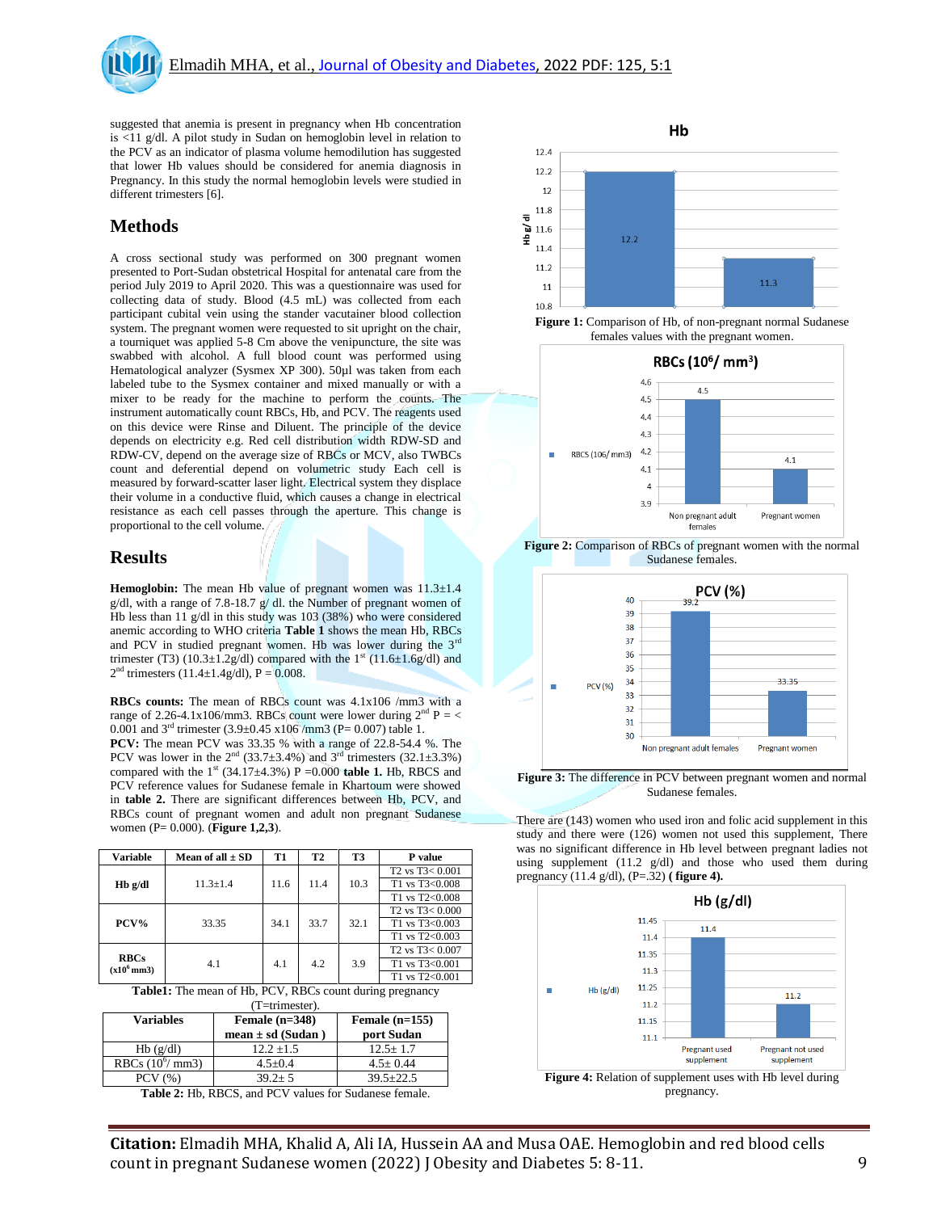suggested that anemia is present in pregnancy when Hb concentration is <11 g/dl. A pilot study in Sudan on hemoglobin level in relation to the PCV as an indicator of plasma volume hemodilution has suggested that lower Hb values should be considered for anemia diagnosis in Pregnancy. In this study the normal hemoglobin levels were studied in different trimesters [6].

## Methods

A cross sectional study was performed on 300 pregnant women presented to Port-Sudan obstetrical Hospital for antenatal care from the period July 2019 to April 2020. This was a questionnaire was used for collecting data of study. Blood (4.5 mL) was collected from each participant cubital vein using the stander vacutainer blood collection system. The pregnant women were requested to sit upright on the chair, a tourniquet was applied 5-8 Cm above the venipuncture, the site was swabbed with alcohol. A full blood count was performed using Hematological analyzer (Sysmex XP 300). 50µl was taken from each labeled tube to the Sysmex container and mixed manually or with a mixer to be ready for the machine to perform the counts. The instrument automatically count RBCs, Hb, and PCV. The reagents used on this device were Rinse and Diluent. The principle of the device depends on electricity e.g. Red cell distribution width RDW-SD and RDW-CV, depend on the average size of RBCs or MCV, also TWBCs count and deferential depend on volumetric study Each cell is measured by forward-scatter laser light. Electrical system they display their volume in a conductive fluid, which causes a change in electrical resistance as each cell passes through the aperture. This change is proportional to the cell volume.

## Results

**Hemoglobin:** The mean Hb value of pregnant women was 11.3±1.4 g/dl, with a range of 7.8-18.7 g/ dl. the Number of pregnant women of Hb less than 11 g/dl in this study was 103 (38%) who were considered anemic according to WHO criteria **Table 1** shows the mean Hb, RBCs and PCV in studied pregnant women. Hb was lower during the 3rd trimester (T3) (10.3±1.2g/dl) compared with the 1st (11.6±1.6g/dl) and 2nd trimesters (11.4±1.4g/dl), P = 0.008.

**RBCs counts:** The mean of RBCs count was 4.1x106 /mm3 with a range of 2.26-4.1x106/mm3. RBCs count were lower during 2nd P = < 0.001 and 3rd trimester (3.9±0.45 x106 /mm3 (P= 0.007) table 1.

**PCV:** The mean PCV was 33.35 % with a range of 22.8-54.4 %. The PCV was lower in the 2nd (33.7±3.4%) and 3rd trimesters (32.1±3.3%) compared with the 1st (34.17±4.3%) P =0.000 **table 1.** Hb, RBCS and PCV reference values for Sudanese female in Khartoum were showed in **table 2.** There are significant differences between Hb, PCV, and RBCs count of pregnant women and adult non pregnant Sudanese women (P= 0.000). (**Figure 1,2,3**).

| Variable | Mean of all ± SD | T1 | T2 | T3 | P value |
|---|---|---|---|---|---|
| Hb g/dl | 11.3±1.4 | 11.6 | 11.4 | 10.3 | T2 vs T3< 0.001<br>T1 vs T3<0.008<br>T1 vs T2<0.008 |
| PCV% | 33.35 | 34.1 | 33.7 | 32.1 | T2 vs T3< 0.000<br>T1 vs T3<0.003<br>T1 vs T2<0.003 |
| RBCs ($x10^6$ mm3) | 4.1 | 4.1 | 4.2 | 3.9 | T2 vs T3< 0.007<br>T1 vs T3<0.001<br>T1 vs T2<0.001 |

**Table1:** The mean of Hb, PCV, RBCs count during pregnancy (T=trimester).

| Variables | Female (n=348) mean ± sd (Sudan ) | Female (n=155) port Sudan |
|---|---|---|
| Hb (g/dl) | 12.2 ±1.5 | 12.5± 1.7 |
| RBCs ($10^6$/ mm3) | 4.5±0.4 | 4.5± 0.44 |
| PCV (%) | 39.2± 5 | 39.5±22.5 |

**Table 2:** Hb, RBCS, and PCV values for Sudanese female.

**Figure 1:** Comparison of Hb, of non-pregnant normal Sudanese females values with the pregnant women.

**Figure 2:** Comparison of RBCs of pregnant women with the normal Sudanese females.

**Figure 3:** The difference in PCV between pregnant women and normal Sudanese females.

There are (143) women who used iron and folic acid supplement in this study and there were (126) women not used this supplement, There was no significant difference in Hb level between pregnant ladies not using supplement (11.2 g/dl) and those who used them during pregnancy (11.4 g/dl), (P=.32) **( figure 4).**

**Figure 4:** Relation of supplement uses with Hb level during pregnancy.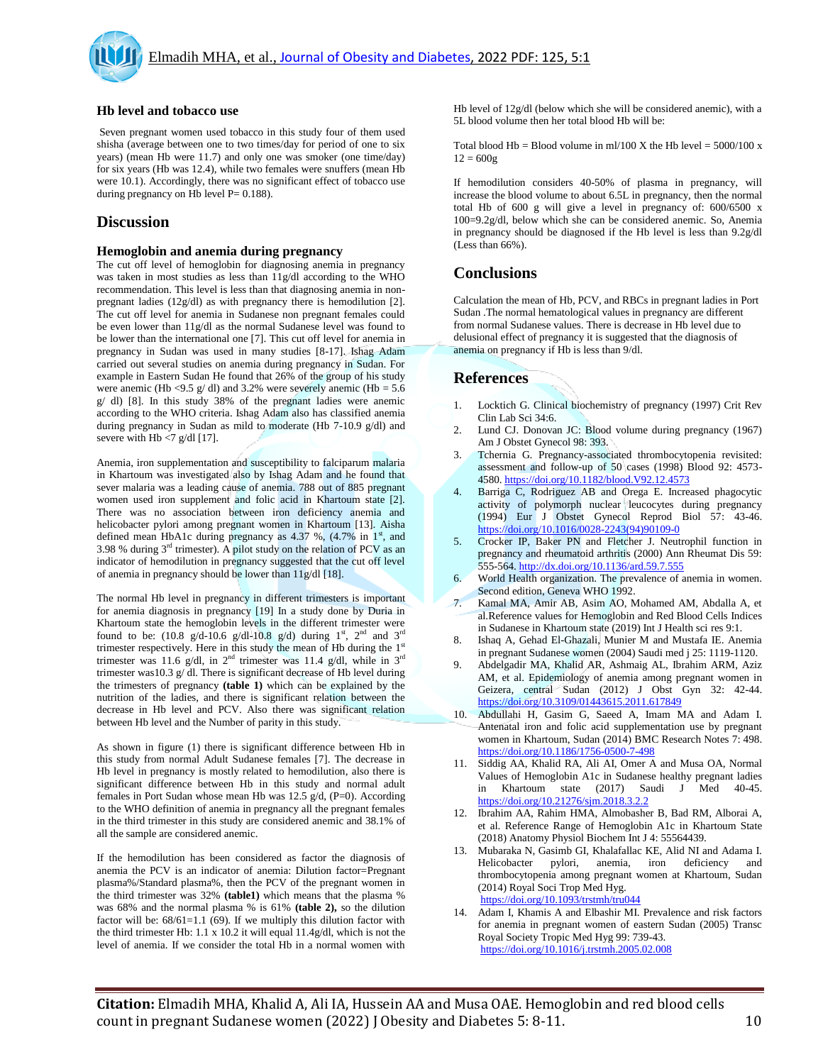### Hb level and tobacco use

Seven pregnant women used tobacco in this study four of them used shisha (average between one to two times/day for period of one to six years) (mean Hb were 11.7) and only one was smoker (one time/day) for six years (Hb was 12.4), while two females were snuffers (mean Hb were 10.1). Accordingly, there was no significant effect of tobacco use during pregnancy on Hb level P= 0.188).

## Discussion

### Hemoglobin and anemia during pregnancy

The cut off level of hemoglobin for diagnosing anemia in pregnancy was taken in most studies as less than 11g/dl according to the WHO recommendation. This level is less than that diagnosing anemia in non-pregnant ladies (12g/dl) as with pregnancy there is hemodilution [2]. The cut off level for anemia in Sudanese non pregnant females could be even lower than 11g/dl as the normal Sudanese level was found to be lower than the international one [7]. This cut off level for anemia in pregnancy in Sudan was used in many studies [8-17]. Ishag Adam carried out several studies on anemia during pregnancy in Sudan. For example in Eastern Sudan He found that 26% of the group of his study were anemic (Hb <9.5 g/ dl) and 3.2% were severely anemic (Hb = 5.6 g/ dl) [8]. In this study 38% of the pregnant ladies were anemic according to the WHO criteria. Ishag Adam also has classified anemia during pregnancy in Sudan as mild to moderate (Hb 7-10.9 g/dl) and severe with Hb <7 g/dl [17].

Anemia, iron supplementation and susceptibility to falciparum malaria in Khartoum was investigated also by Ishag Adam and he found that sever malaria was a leading cause of anemia. 788 out of 885 pregnant women used iron supplement and folic acid in Khartoum state [2]. There was no association between iron deficiency anemia and helicobacter pylori among pregnant women in Khartoum [13]. Aisha defined mean HbA1c during pregnancy as 4.37 %, (4.7% in 1st, and 3.98 % during 3rd trimester). A pilot study on the relation of PCV as an indicator of hemodilution in pregnancy suggested that the cut off level of anemia in pregnancy should be lower than 11g/dl [18].

The normal Hb level in pregnancy in different trimesters is important for anemia diagnosis in pregnancy [19] In a study done by Duria in Khartoum state the hemoglobin levels in the different trimester were found to be: (10.8 g/d-10.6 g/dl-10.8 g/d) during 1st, 2nd and 3rd trimester respectively. Here in this study the mean of Hb during the 1st trimester was 11.6 g/dl, in 2nd trimester was 11.4 g/dl, while in 3rd trimester was10.3 g/ dl. There is significant decrease of Hb level during the trimesters of pregnancy **(table 1)** which can be explained by the nutrition of the ladies, and there is significant relation between the decrease in Hb level and PCV. Also there was significant relation between Hb level and the Number of parity in this study.

As shown in figure (1) there is significant difference between Hb in this study from normal Adult Sudanese females [7]. The decrease in Hb level in pregnancy is mostly related to hemodilution, also there is significant difference between Hb in this study and normal adult females in Port Sudan whose mean Hb was 12.5 g/d, (P=0). According to the WHO definition of anemia in pregnancy all the pregnant females in the third trimester in this study are considered anemic and 38.1% of all the sample are considered anemic.

If the hemodilution has been considered as factor the diagnosis of anemia the PCV is an indicator of anemia: Dilution factor=Pregnant plasma%/Standard plasma%, then the PCV of the pregnant women in the third trimester was 32% **(table1)** which means that the plasma % was 68% and the normal plasma % is 61% **(table 2),** so the dilution factor will be: 68/61=1.1 (69). If we multiply this dilution factor with the third trimester Hb: 1.1 x 10.2 it will equal 11.4g/dl, which is not the level of anemia. If we consider the total Hb in a normal women with Hb level of 12g/dl (below which she will be considered anemic), with a 5L blood volume then her total blood Hb will be:

Total blood Hb = Blood volume in ml/100 X the Hb level = 5000/100 x 12 = 600g

If hemodilution considers 40-50% of plasma in pregnancy, will increase the blood volume to about 6.5L in pregnancy, then the normal total Hb of 600 g will give a level in pregnancy of: 600/6500 x 100=9.2g/dl, below which she can be considered anemic. So, Anemia in pregnancy should be diagnosed if the Hb level is less than 9.2g/dl (Less than 66%).

## Conclusions

Calculation the mean of Hb, PCV, and RBCs in pregnant ladies in Port Sudan .The normal hematological values in pregnancy are different from normal Sudanese values. There is decrease in Hb level due to delusional effect of pregnancy it is suggested that the diagnosis of anemia on pregnancy if Hb is less than 9/dl.

## References

1. Locktich G. Clinical biochemistry of pregnancy (1997) Crit Rev Clin Lab Sci 34:6.
2. Lund CJ. Donovan JC: Blood volume during pregnancy (1967) Am J Obstet Gynecol 98: 393.
3. Tchernia G. Pregnancy-associated thrombocytopenia revisited: assessment and follow-up of 50 cases (1998) Blood 92: 4573-4580. https://doi.org/10.1182/blood.V92.12.4573
4. Barriga C, Rodriguez AB and Orega E. Increased phagocytic activity of polymorph nuclear leucocytes during pregnancy (1994) Eur J Obstet Gynecol Reprod Biol 57: 43-46. https://doi.org/10.1016/0028-2243(94)90109-0
5. Crocker IP, Baker PN and Fletcher J. Neutrophil function in pregnancy and rheumatoid arthritis (2000) Ann Rheumat Dis 59: 555-564. http://dx.doi.org/10.1136/ard.59.7.555
6. World Health organization. The prevalence of anemia in women. Second edition, Geneva WHO 1992.
7. Kamal MA, Amir AB, Asim AO, Mohamed AM, Abdalla A, et al.Reference values for Hemoglobin and Red Blood Cells Indices in Sudanese in Khartoum state (2019) Int J Health sci res 9:1.
8. Ishaq A, Gehad El-Ghazali, Munier M and Mustafa IE. Anemia in pregnant Sudanese women (2004) Saudi med j 25: 1119-1120.
9. Abdelgadir MA, Khalid AR, Ashmaig AL, Ibrahim ARM, Aziz AM, et al. Epidemiology of anemia among pregnant women in Geizera, central Sudan (2012) J Obst Gyn 32: 42-44. https://doi.org/10.3109/01443615.2011.617849
10. Abdullahi H, Gasim G, Saeed A, Imam MA and Adam I. Antenatal iron and folic acid supplementation use by pregnant women in Khartoum, Sudan (2014) BMC Research Notes 7: 498. https://doi.org/10.1186/1756-0500-7-498
11. Siddig AA, Khalid RA, Ali AI, Omer A and Musa OA, Normal Values of Hemoglobin A1c in Sudanese healthy pregnant ladies in Khartoum state (2017) Saudi J Med 40-45. https://doi.org/10.21276/sjm.2018.3.2.2
12. Ibrahim AA, Rahim HMA, Almobasher B, Bad RM, Alborai A, et al. Reference Range of Hemoglobin A1c in Khartoum State (2018) Anatomy Physiol Biochem Int J 4: 55564439.
13. Mubaraka N, Gasimb GI, Khalafallac KE, Alid NI and Adama I. Helicobacter pylori, anemia, iron deficiency and thrombocytopenia among pregnant women at Khartoum, Sudan (2014) Royal Soci Trop Med Hyg. https://doi.org/10.1093/trstmh/tru044
14. Adam I, Khamis A and Elbashir MI. Prevalence and risk factors for anemia in pregnant women of eastern Sudan (2005) Transc Royal Society Tropic Med Hyg 99: 739-43. https://doi.org/10.1016/j.trstmh.2005.02.008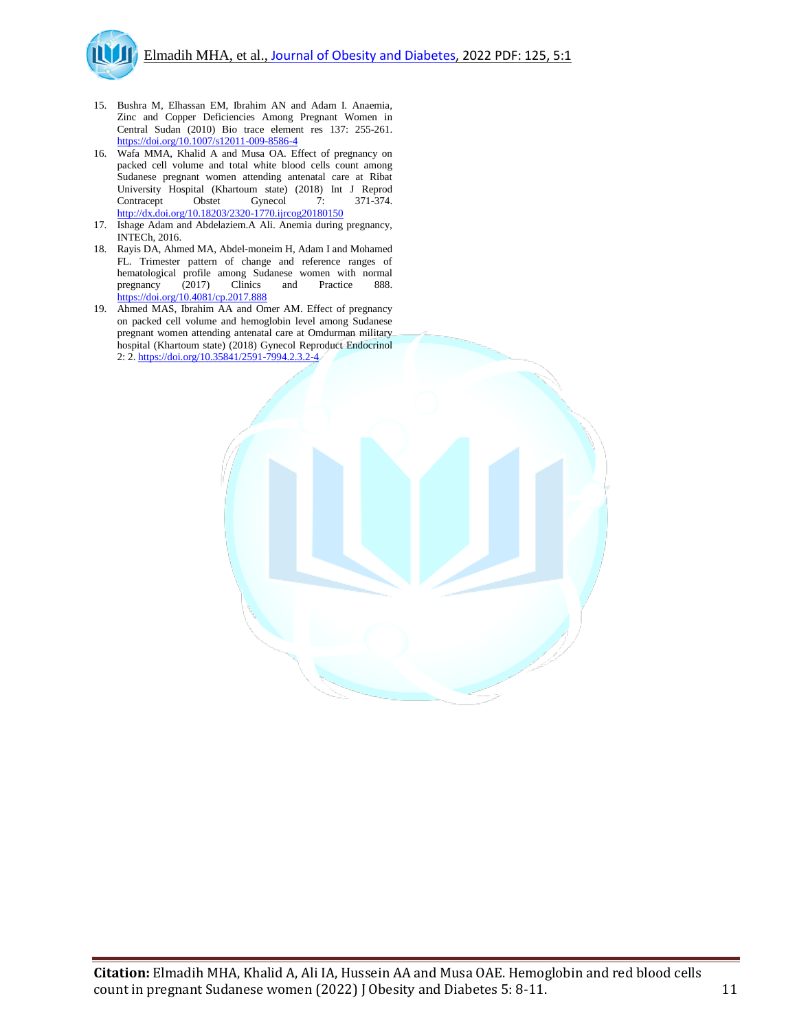15. Bushra M, Elhassan EM, Ibrahim AN and Adam I. Anaemia, Zinc and Copper Deficiencies Among Pregnant Women in Central Sudan (2010) Bio trace element res 137: 255-261. https://doi.org/10.1007/s12011-009-8586-4
16. Wafa MMA, Khalid A and Musa OA. Effect of pregnancy on packed cell volume and total white blood cells count among Sudanese pregnant women attending antenatal care at Ribat University Hospital (Khartoum state) (2018) Int J Reprod Contracept Obstet Gynecol 7: 371-374. http://dx.doi.org/10.18203/2320-1770.ijrcog20180150
17. Ishage Adam and Abdelaziem.A Ali. Anemia during pregnancy, INTECh, 2016.
18. Rayis DA, Ahmed MA, Abdel-moneim H, Adam I and Mohamed FL. Trimester pattern of change and reference ranges of hematological profile among Sudanese women with normal pregnancy (2017) Clinics and Practice 888. https://doi.org/10.4081/cp.2017.888
19. Ahmed MAS, Ibrahim AA and Omer AM. Effect of pregnancy on packed cell volume and hemoglobin level among Sudanese pregnant women attending antenatal care at Omdurman military hospital (Khartoum state) (2018) Gynecol Reproduct Endocrinol 2: 2. https://doi.org/10.35841/2591-7994.2.3.2-4

**Citation:** Elmadih MHA, Khalid A, Ali IA, Hussein AA and Musa OAE. Hemoglobin and red blood cells count in pregnant Sudanese women (2022) J Obesity and Diabetes 5: 8-11.